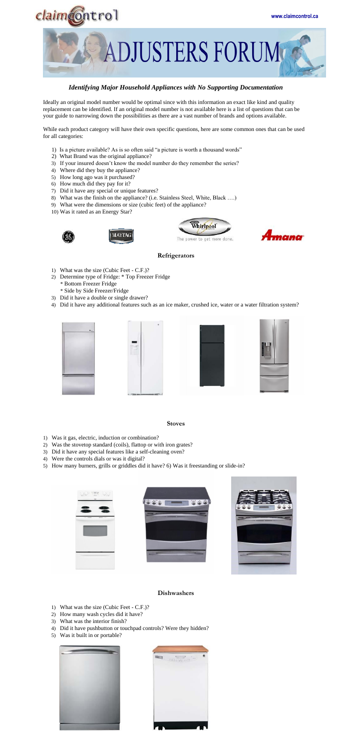# ADJUSTERS FORUM

www.claimcontrol.ca

## *Identifying Major Household Appliances with No Supporting Documentation*

Ideally an original model number would be optimal since with this information an exact like kind and quality replacement can be identified. If an original model number is not available here is a list of questions that can be your guide to narrowing down the possibilities as there are a vast number of brands and options available.

While each product category will have their own specific questions, here are some common ones that can be used for all categories:

1) Is a picture available? As is so often said "a picture is worth a thousand words"
2) What Brand was the original appliance?
3) If your insured doesn't know the model number do they remember the series?
4) Where did they buy the appliance?
5) How long ago was it purchased?
6) How much did they pay for it?
7) Did it have any special or unique features?
8) What was the finish on the appliance? (i.e. Stainless Steel, White, Black ….)
9) What were the dimensions or size (cubic feet) of the appliance?
10) Was it rated as an Energy Star?

### Refrigerators

1) What was the size (Cubic Feet - C.F.)?
2) Determine type of Fridge: * Top Freezer Fridge
   * Bottom Freezer Fridge
   * Side by Side Freezer/Fridge
3) Did it have a double or single drawer?
4) Did it have any additional features such as an ice maker, crushed ice, water or a water filtration system?

### Stoves

1) Was it gas, electric, induction or combination?
2) Was the stovetop standard (coils), flattop or with iron grates?
3) Did it have any special features like a self-cleaning oven?
4) Were the controls dials or was it digital?
5) How many burners, grills or griddles did it have? 6) Was it freestanding or slide-in?

### Dishwashers

1) What was the size (Cubic Feet - C.F.)?
2) How many wash cycles did it have?
3) What was the interior finish?
4) Did it have pushbutton or touchpad controls? Were they hidden?
5) Was it built in or portable?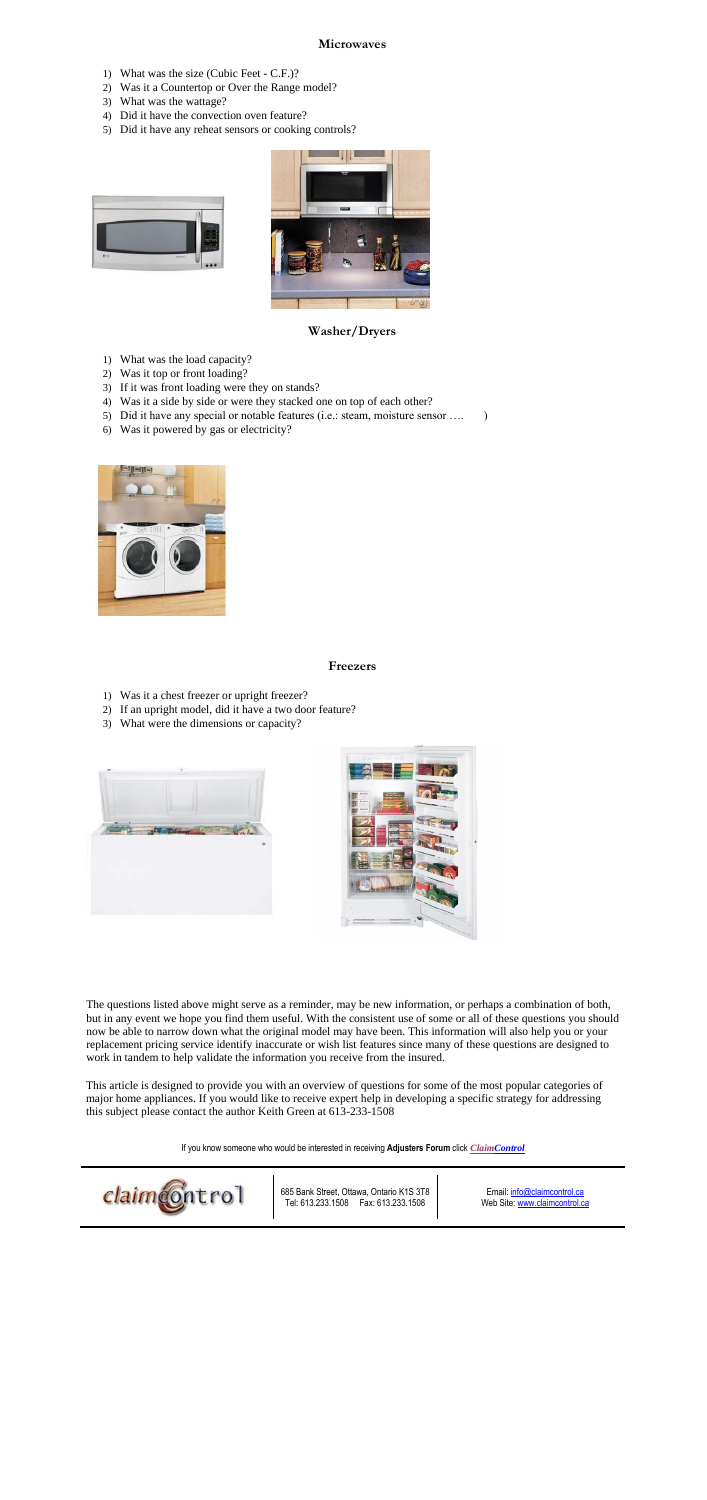## Microwaves

1) What was the size (Cubic Feet - C.F.)?
2) Was it a Countertop or Over the Range model?
3) What was the wattage?
4) Did it have the convection oven feature?
5) Did it have any reheat sensors or cooking controls?

## Washer/Dryers

1) What was the load capacity?
2) Was it top or front loading?
3) If it was front loading were they on stands?
4) Was it a side by side or were they stacked one on top of each other?
5) Did it have any special or notable features (i.e.: steam, moisture sensor …. )
6) Was it powered by gas or electricity?

## Freezers

1) Was it a chest freezer or upright freezer?
2) If an upright model, did it have a two door feature?
3) What were the dimensions or capacity?

The questions listed above might serve as a reminder, may be new information, or perhaps a combination of both, but in any event we hope you find them useful. With the consistent use of some or all of these questions you should now be able to narrow down what the original model may have been. This information will also help you or your replacement pricing service identify inaccurate or wish list features since many of these questions are designed to work in tandem to help validate the information you receive from the insured.

This article is designed to provide you with an overview of questions for some of the most popular categories of major home appliances. If you would like to receive expert help in developing a specific strategy for addressing this subject please contact the author Keith Green at 613-233-1508

If you know someone who would be interested in receiving **Adjusters Forum** click ***ClaimControl***

claimcontrol

685 Bank Street, Ottawa, Ontario K1S 3T8
Tel: 613.233.1508 Fax: 613.233.1508

Email: info@claimcontrol.ca
Web Site: www.claimcontrol.ca